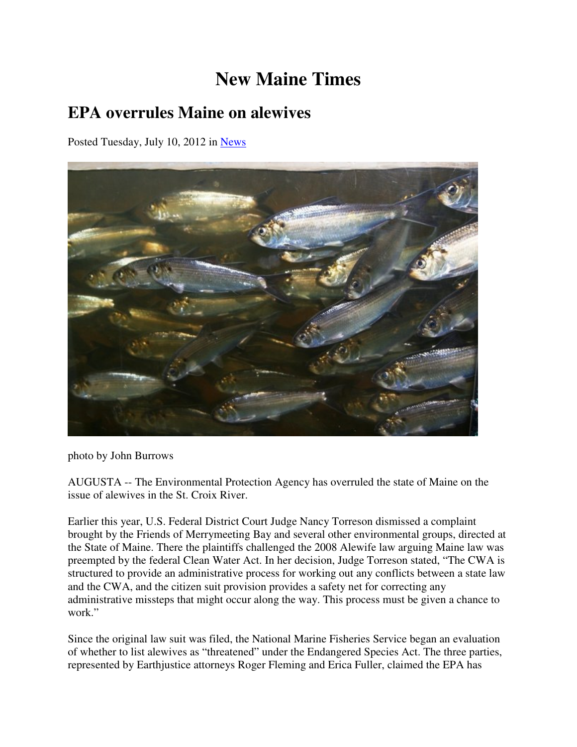# New Maine Times

## EPA overrules Maine on alewives

Posted Tuesday, July 10, 2012 in News

photo by John Burrows

AUGUSTA -- The Environmental Protection Agency has overruled the state of Maine on the issue of alewives in the St. Croix River.

Earlier this year, U.S. Federal District Court Judge Nancy Torreson dismissed a complaint brought by the Friends of Merrymeeting Bay and several other environmental groups, directed at the State of Maine. There the plaintiffs challenged the 2008 Alewife law arguing Maine law was preempted by the federal Clean Water Act. In her decision, Judge Torreson stated, "The CWA is structured to provide an administrative process for working out any conflicts between a state law and the CWA, and the citizen suit provision provides a safety net for correcting any administrative missteps that might occur along the way. This process must be given a chance to work."

Since the original law suit was filed, the National Marine Fisheries Service began an evaluation of whether to list alewives as "threatened" under the Endangered Species Act. The three parties, represented by Earthjustice attorneys Roger Fleming and Erica Fuller, claimed the EPA has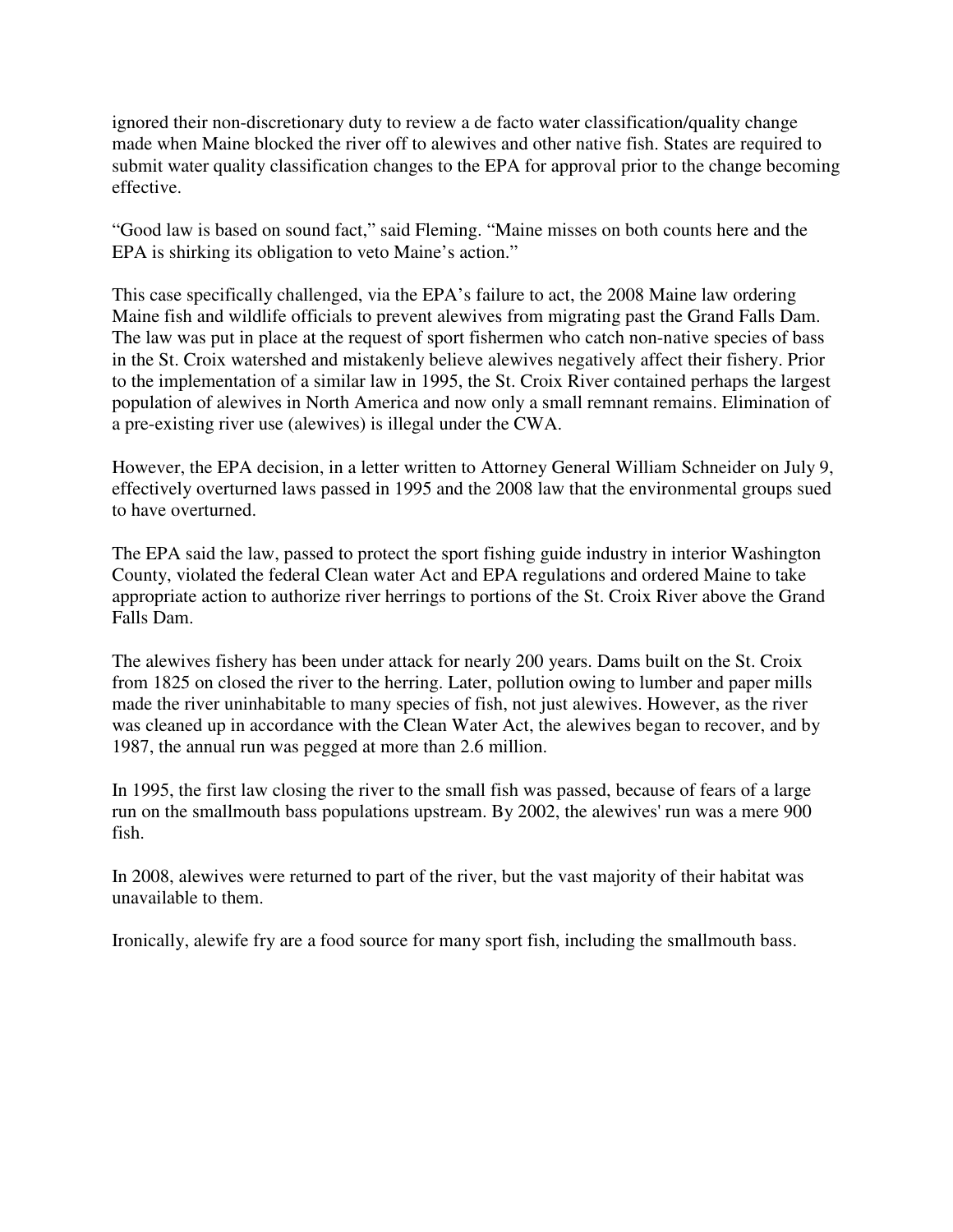ignored their non-discretionary duty to review a de facto water classification/quality change made when Maine blocked the river off to alewives and other native fish. States are required to submit water quality classification changes to the EPA for approval prior to the change becoming effective.

"Good law is based on sound fact," said Fleming. "Maine misses on both counts here and the EPA is shirking its obligation to veto Maine's action."

This case specifically challenged, via the EPA's failure to act, the 2008 Maine law ordering Maine fish and wildlife officials to prevent alewives from migrating past the Grand Falls Dam. The law was put in place at the request of sport fishermen who catch non-native species of bass in the St. Croix watershed and mistakenly believe alewives negatively affect their fishery. Prior to the implementation of a similar law in 1995, the St. Croix River contained perhaps the largest population of alewives in North America and now only a small remnant remains. Elimination of a pre-existing river use (alewives) is illegal under the CWA.

However, the EPA decision, in a letter written to Attorney General William Schneider on July 9, effectively overturned laws passed in 1995 and the 2008 law that the environmental groups sued to have overturned.

The EPA said the law, passed to protect the sport fishing guide industry in interior Washington County, violated the federal Clean water Act and EPA regulations and ordered Maine to take appropriate action to authorize river herrings to portions of the St. Croix River above the Grand Falls Dam.

The alewives fishery has been under attack for nearly 200 years. Dams built on the St. Croix from 1825 on closed the river to the herring. Later, pollution owing to lumber and paper mills made the river uninhabitable to many species of fish, not just alewives. However, as the river was cleaned up in accordance with the Clean Water Act, the alewives began to recover, and by 1987, the annual run was pegged at more than 2.6 million.

In 1995, the first law closing the river to the small fish was passed, because of fears of a large run on the smallmouth bass populations upstream. By 2002, the alewives' run was a mere 900 fish.

In 2008, alewives were returned to part of the river, but the vast majority of their habitat was unavailable to them.

Ironically, alewife fry are a food source for many sport fish, including the smallmouth bass.